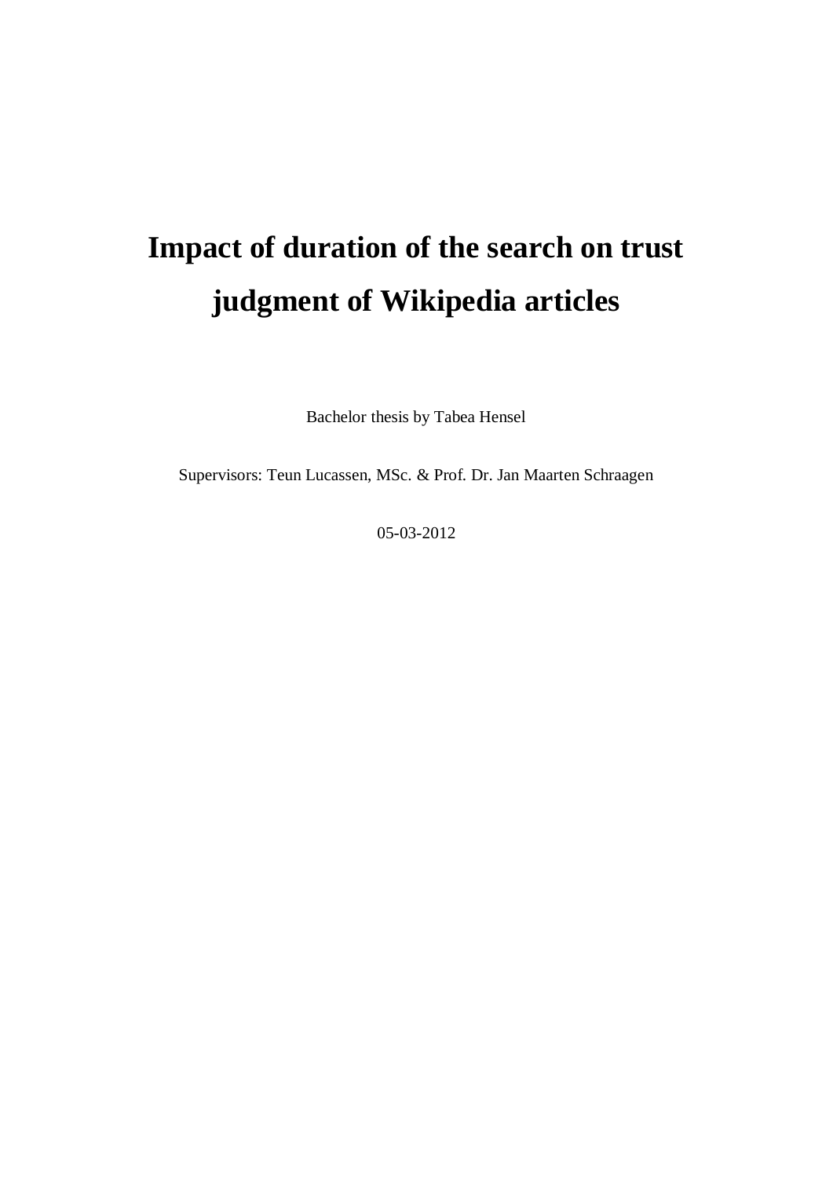# Impact of duration of the search on trust judgment of Wikipedia articles

Bachelor thesis by Tabea Hensel

Supervisors: Teun Lucassen, MSc. & Prof. Dr. Jan Maarten Schraagen

05-03-2012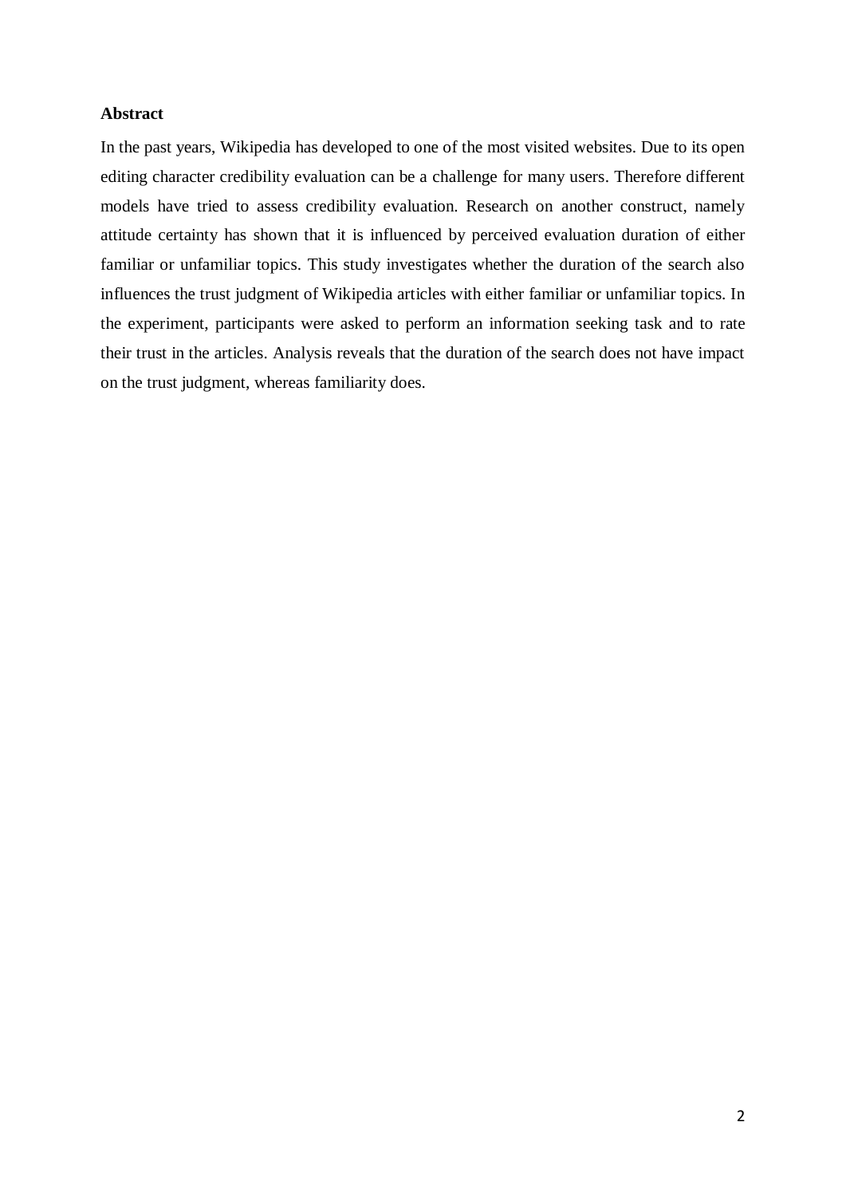**Abstract**

In the past years, Wikipedia has developed to one of the most visited websites. Due to its open editing character credibility evaluation can be a challenge for many users. Therefore different models have tried to assess credibility evaluation. Research on another construct, namely attitude certainty has shown that it is influenced by perceived evaluation duration of either familiar or unfamiliar topics. This study investigates whether the duration of the search also influences the trust judgment of Wikipedia articles with either familiar or unfamiliar topics. In the experiment, participants were asked to perform an information seeking task and to rate their trust in the articles. Analysis reveals that the duration of the search does not have impact on the trust judgment, whereas familiarity does.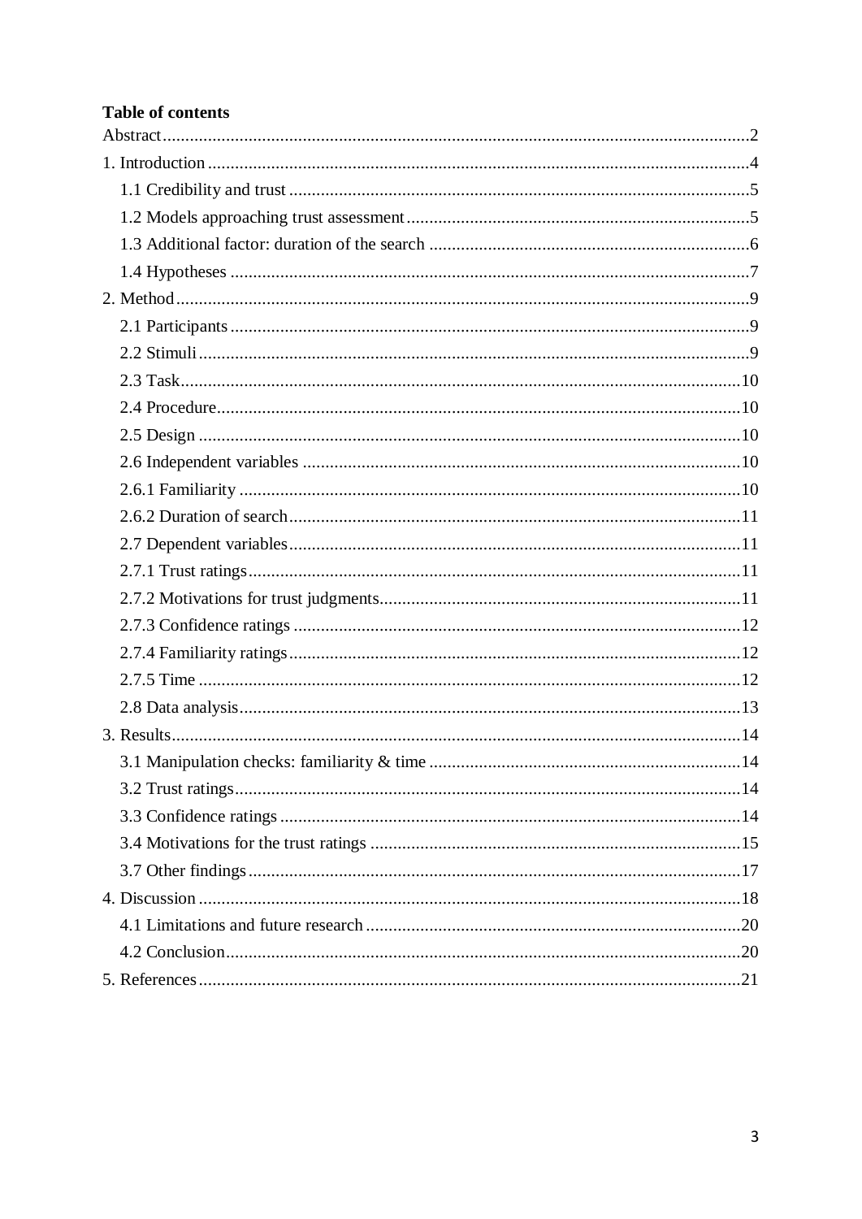**Table of contents**

Abstract......................................................................................................................2

1. Introduction ..............................................................................................................4
   1.1 Credibility and trust ................................................................................................5
   1.2 Models approaching trust assessment ...................................................................5
   1.3 Additional factor: duration of the search ..............................................................6
   1.4 Hypotheses .............................................................................................................7
2. Method .......................................................................................................................9
   2.1 Participants .............................................................................................................9
   2.2 Stimuli ....................................................................................................................9
   2.3 Task .......................................................................................................................10
   2.4 Procedure ..............................................................................................................10
   2.5 Design ...................................................................................................................10
   2.6 Independent variables ..........................................................................................10
   2.6.1 Familiarity .........................................................................................................10
   2.6.2 Duration of search ............................................................................................11
   2.7 Dependent variables .............................................................................................11
   2.7.1 Trust ratings .......................................................................................................11
   2.7.2 Motivations for trust judgments ........................................................................11
   2.7.3 Confidence ratings .............................................................................................12
   2.7.4 Familiarity ratings .............................................................................................12
   2.7.5 Time ...................................................................................................................12
   2.8 Data analysis .........................................................................................................13
3. Results .......................................................................................................................14
   3.1 Manipulation checks: familiarity & time ..............................................................14
   3.2 Trust ratings ...........................................................................................................14
   3.3 Confidence ratings .................................................................................................14
   3.4 Motivations for the trust ratings ............................................................................15
   3.7 Other findings ........................................................................................................17
4. Discussion ..................................................................................................................18
   4.1 Limitations and future research ............................................................................20
   4.2 Conclusion .............................................................................................................20
5. References .................................................................................................................21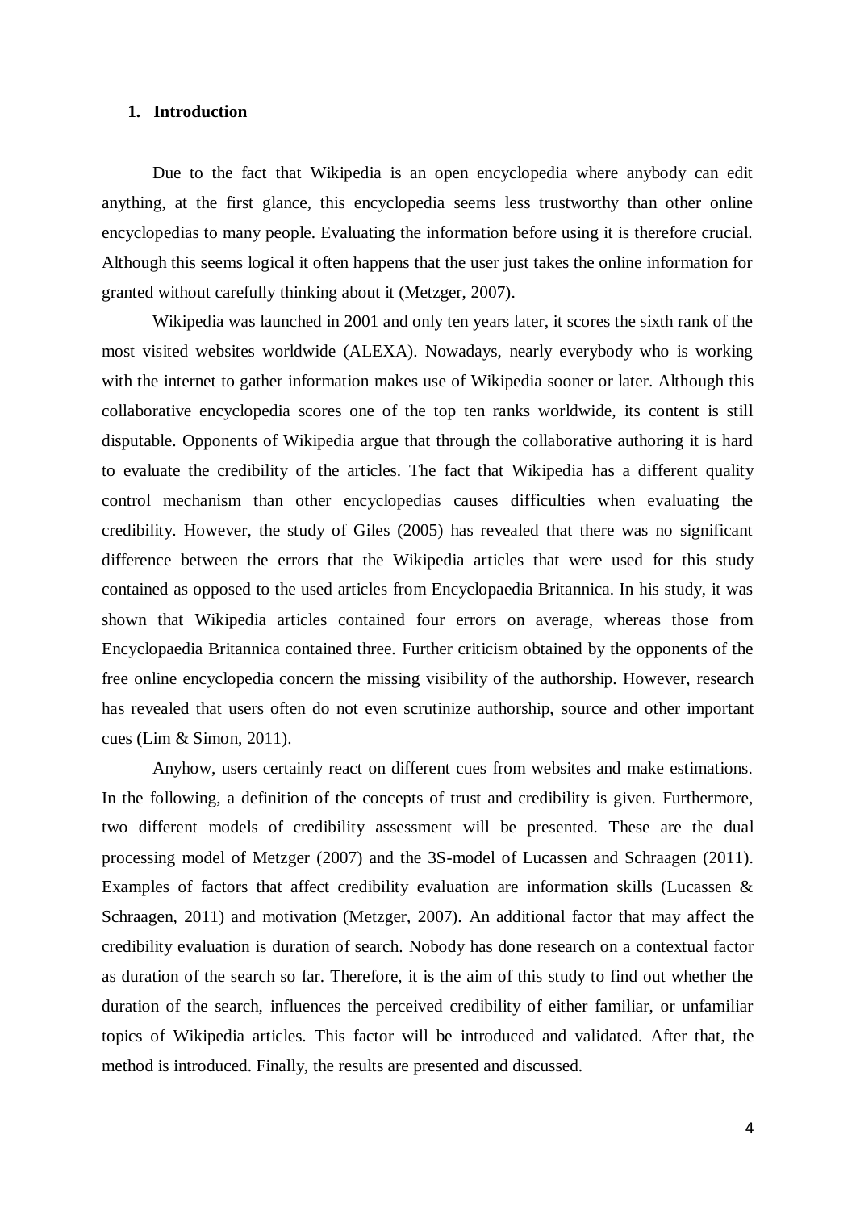## 1. Introduction

Due to the fact that Wikipedia is an open encyclopedia where anybody can edit anything, at the first glance, this encyclopedia seems less trustworthy than other online encyclopedias to many people. Evaluating the information before using it is therefore crucial. Although this seems logical it often happens that the user just takes the online information for granted without carefully thinking about it (Metzger, 2007).

Wikipedia was launched in 2001 and only ten years later, it scores the sixth rank of the most visited websites worldwide (ALEXA). Nowadays, nearly everybody who is working with the internet to gather information makes use of Wikipedia sooner or later. Although this collaborative encyclopedia scores one of the top ten ranks worldwide, its content is still disputable. Opponents of Wikipedia argue that through the collaborative authoring it is hard to evaluate the credibility of the articles. The fact that Wikipedia has a different quality control mechanism than other encyclopedias causes difficulties when evaluating the credibility. However, the study of Giles (2005) has revealed that there was no significant difference between the errors that the Wikipedia articles that were used for this study contained as opposed to the used articles from Encyclopaedia Britannica. In his study, it was shown that Wikipedia articles contained four errors on average, whereas those from Encyclopaedia Britannica contained three. Further criticism obtained by the opponents of the free online encyclopedia concern the missing visibility of the authorship. However, research has revealed that users often do not even scrutinize authorship, source and other important cues (Lim & Simon, 2011).

Anyhow, users certainly react on different cues from websites and make estimations. In the following, a definition of the concepts of trust and credibility is given. Furthermore, two different models of credibility assessment will be presented. These are the dual processing model of Metzger (2007) and the 3S-model of Lucassen and Schraagen (2011). Examples of factors that affect credibility evaluation are information skills (Lucassen & Schraagen, 2011) and motivation (Metzger, 2007). An additional factor that may affect the credibility evaluation is duration of search. Nobody has done research on a contextual factor as duration of the search so far. Therefore, it is the aim of this study to find out whether the duration of the search, influences the perceived credibility of either familiar, or unfamiliar topics of Wikipedia articles. This factor will be introduced and validated. After that, the method is introduced. Finally, the results are presented and discussed.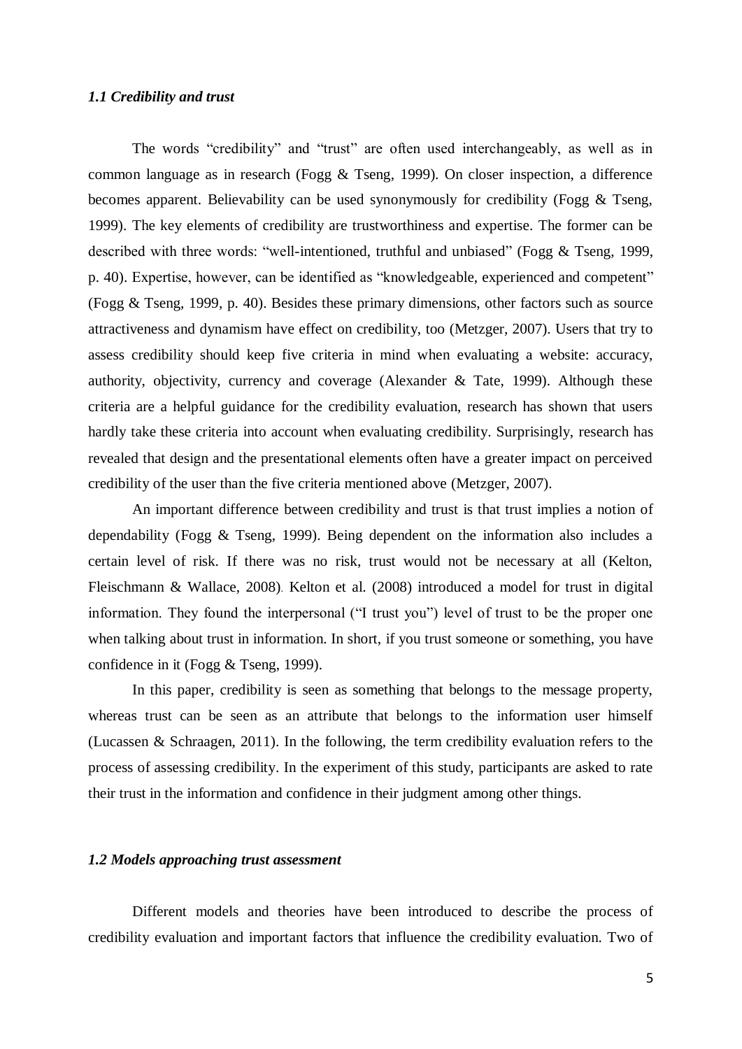### *1.1 Credibility and trust*

The words "credibility" and "trust" are often used interchangeably, as well as in common language as in research (Fogg & Tseng, 1999). On closer inspection, a difference becomes apparent. Believability can be used synonymously for credibility (Fogg & Tseng, 1999). The key elements of credibility are trustworthiness and expertise. The former can be described with three words: "well-intentioned, truthful and unbiased" (Fogg & Tseng, 1999, p. 40). Expertise, however, can be identified as "knowledgeable, experienced and competent" (Fogg & Tseng, 1999, p. 40). Besides these primary dimensions, other factors such as source attractiveness and dynamism have effect on credibility, too (Metzger, 2007). Users that try to assess credibility should keep five criteria in mind when evaluating a website: accuracy, authority, objectivity, currency and coverage (Alexander & Tate, 1999). Although these criteria are a helpful guidance for the credibility evaluation, research has shown that users hardly take these criteria into account when evaluating credibility. Surprisingly, research has revealed that design and the presentational elements often have a greater impact on perceived credibility of the user than the five criteria mentioned above (Metzger, 2007).

An important difference between credibility and trust is that trust implies a notion of dependability (Fogg & Tseng, 1999). Being dependent on the information also includes a certain level of risk. If there was no risk, trust would not be necessary at all (Kelton, Fleischmann & Wallace, 2008). Kelton et al. (2008) introduced a model for trust in digital information. They found the interpersonal ("I trust you") level of trust to be the proper one when talking about trust in information. In short, if you trust someone or something, you have confidence in it (Fogg & Tseng, 1999).

In this paper, credibility is seen as something that belongs to the message property, whereas trust can be seen as an attribute that belongs to the information user himself (Lucassen & Schraagen, 2011). In the following, the term credibility evaluation refers to the process of assessing credibility. In the experiment of this study, participants are asked to rate their trust in the information and confidence in their judgment among other things.

### *1.2 Models approaching trust assessment*

Different models and theories have been introduced to describe the process of credibility evaluation and important factors that influence the credibility evaluation. Two of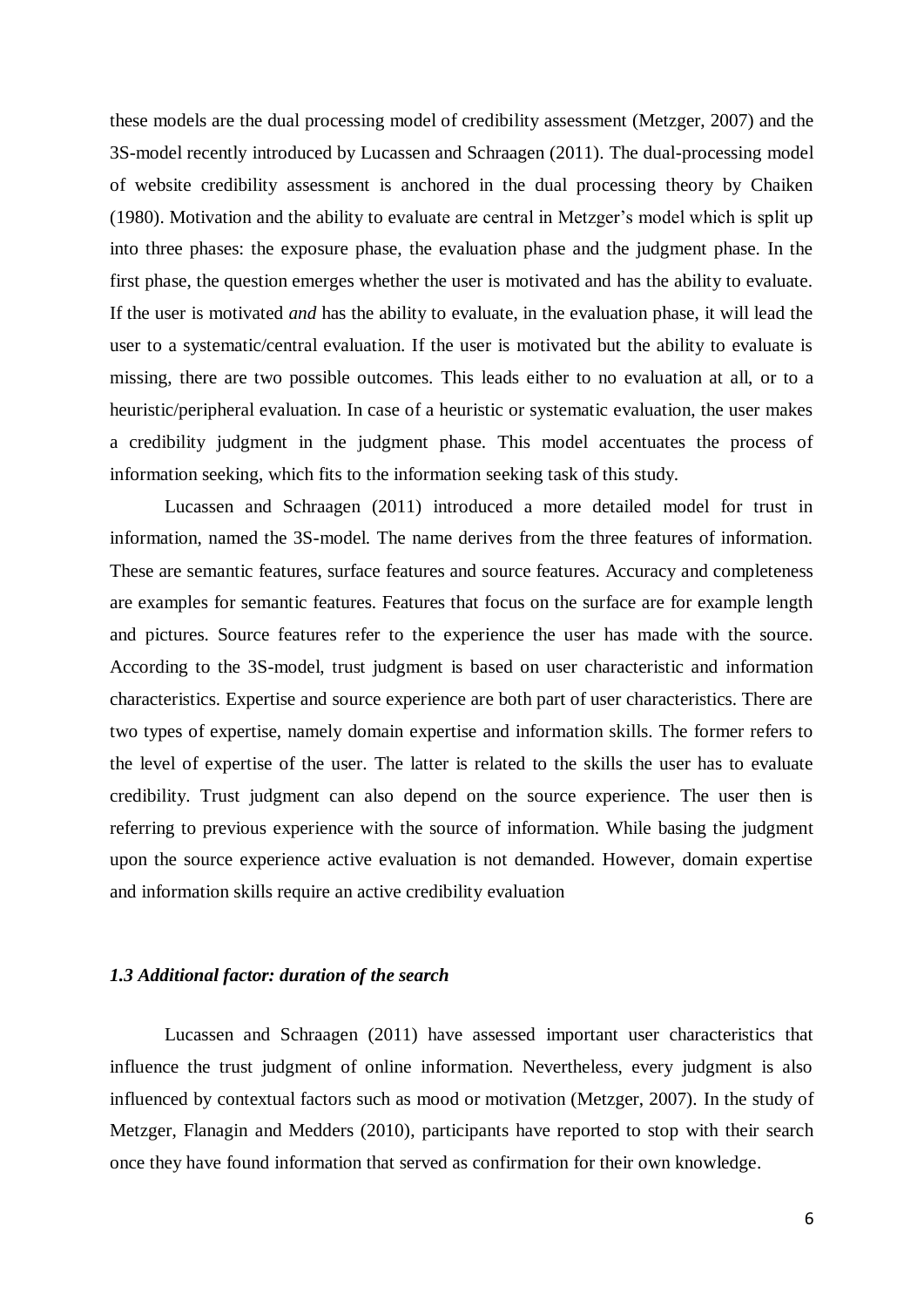these models are the dual processing model of credibility assessment (Metzger, 2007) and the 3S-model recently introduced by Lucassen and Schraagen (2011). The dual-processing model of website credibility assessment is anchored in the dual processing theory by Chaiken (1980). Motivation and the ability to evaluate are central in Metzger's model which is split up into three phases: the exposure phase, the evaluation phase and the judgment phase. In the first phase, the question emerges whether the user is motivated and has the ability to evaluate. If the user is motivated *and* has the ability to evaluate, in the evaluation phase, it will lead the user to a systematic/central evaluation. If the user is motivated but the ability to evaluate is missing, there are two possible outcomes. This leads either to no evaluation at all, or to a heuristic/peripheral evaluation. In case of a heuristic or systematic evaluation, the user makes a credibility judgment in the judgment phase. This model accentuates the process of information seeking, which fits to the information seeking task of this study.

Lucassen and Schraagen (2011) introduced a more detailed model for trust in information, named the 3S-model. The name derives from the three features of information. These are semantic features, surface features and source features. Accuracy and completeness are examples for semantic features. Features that focus on the surface are for example length and pictures. Source features refer to the experience the user has made with the source. According to the 3S-model, trust judgment is based on user characteristic and information characteristics. Expertise and source experience are both part of user characteristics. There are two types of expertise, namely domain expertise and information skills. The former refers to the level of expertise of the user. The latter is related to the skills the user has to evaluate credibility. Trust judgment can also depend on the source experience. The user then is referring to previous experience with the source of information. While basing the judgment upon the source experience active evaluation is not demanded. However, domain expertise and information skills require an active credibility evaluation

### *1.3 Additional factor: duration of the search*

Lucassen and Schraagen (2011) have assessed important user characteristics that influence the trust judgment of online information. Nevertheless, every judgment is also influenced by contextual factors such as mood or motivation (Metzger, 2007). In the study of Metzger, Flanagin and Medders (2010), participants have reported to stop with their search once they have found information that served as confirmation for their own knowledge.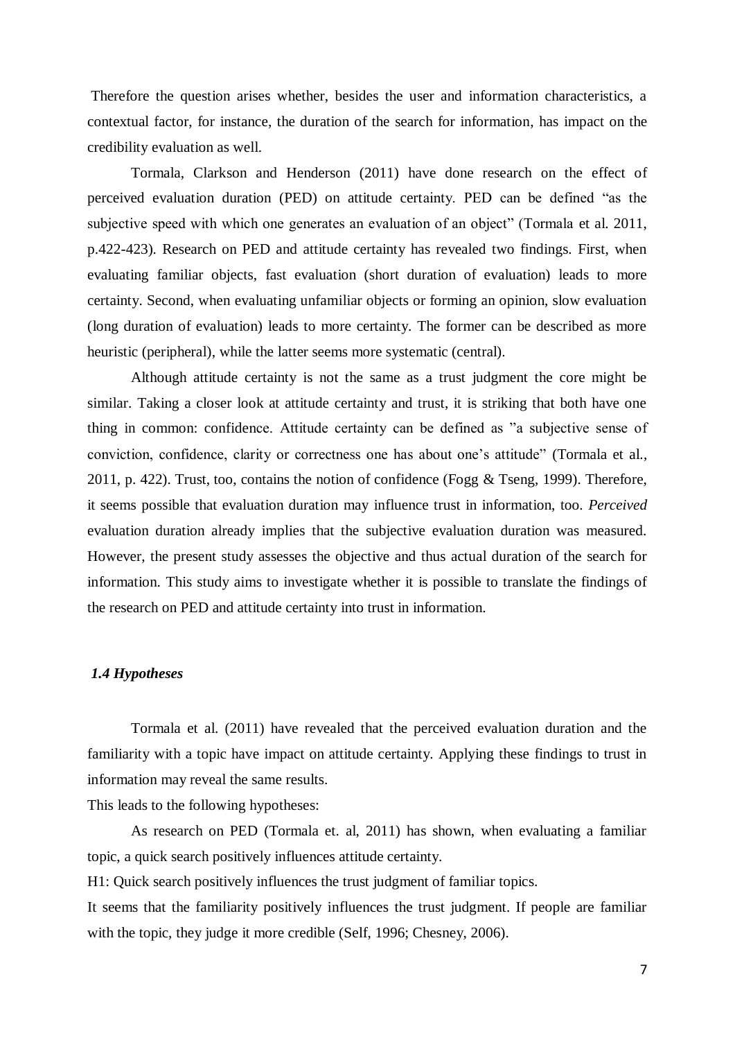Therefore the question arises whether, besides the user and information characteristics, a contextual factor, for instance, the duration of the search for information, has impact on the credibility evaluation as well.

Tormala, Clarkson and Henderson (2011) have done research on the effect of perceived evaluation duration (PED) on attitude certainty. PED can be defined "as the subjective speed with which one generates an evaluation of an object" (Tormala et al. 2011, p.422-423). Research on PED and attitude certainty has revealed two findings. First, when evaluating familiar objects, fast evaluation (short duration of evaluation) leads to more certainty. Second, when evaluating unfamiliar objects or forming an opinion, slow evaluation (long duration of evaluation) leads to more certainty. The former can be described as more heuristic (peripheral), while the latter seems more systematic (central).

Although attitude certainty is not the same as a trust judgment the core might be similar. Taking a closer look at attitude certainty and trust, it is striking that both have one thing in common: confidence. Attitude certainty can be defined as "a subjective sense of conviction, confidence, clarity or correctness one has about one's attitude" (Tormala et al., 2011, p. 422). Trust, too, contains the notion of confidence (Fogg & Tseng, 1999). Therefore, it seems possible that evaluation duration may influence trust in information, too. *Perceived* evaluation duration already implies that the subjective evaluation duration was measured. However, the present study assesses the objective and thus actual duration of the search for information. This study aims to investigate whether it is possible to translate the findings of the research on PED and attitude certainty into trust in information.

### *1.4 Hypotheses*

Tormala et al. (2011) have revealed that the perceived evaluation duration and the familiarity with a topic have impact on attitude certainty. Applying these findings to trust in information may reveal the same results.

This leads to the following hypotheses:

As research on PED (Tormala et. al, 2011) has shown, when evaluating a familiar topic, a quick search positively influences attitude certainty.

H1: Quick search positively influences the trust judgment of familiar topics.

It seems that the familiarity positively influences the trust judgment. If people are familiar with the topic, they judge it more credible (Self, 1996; Chesney, 2006).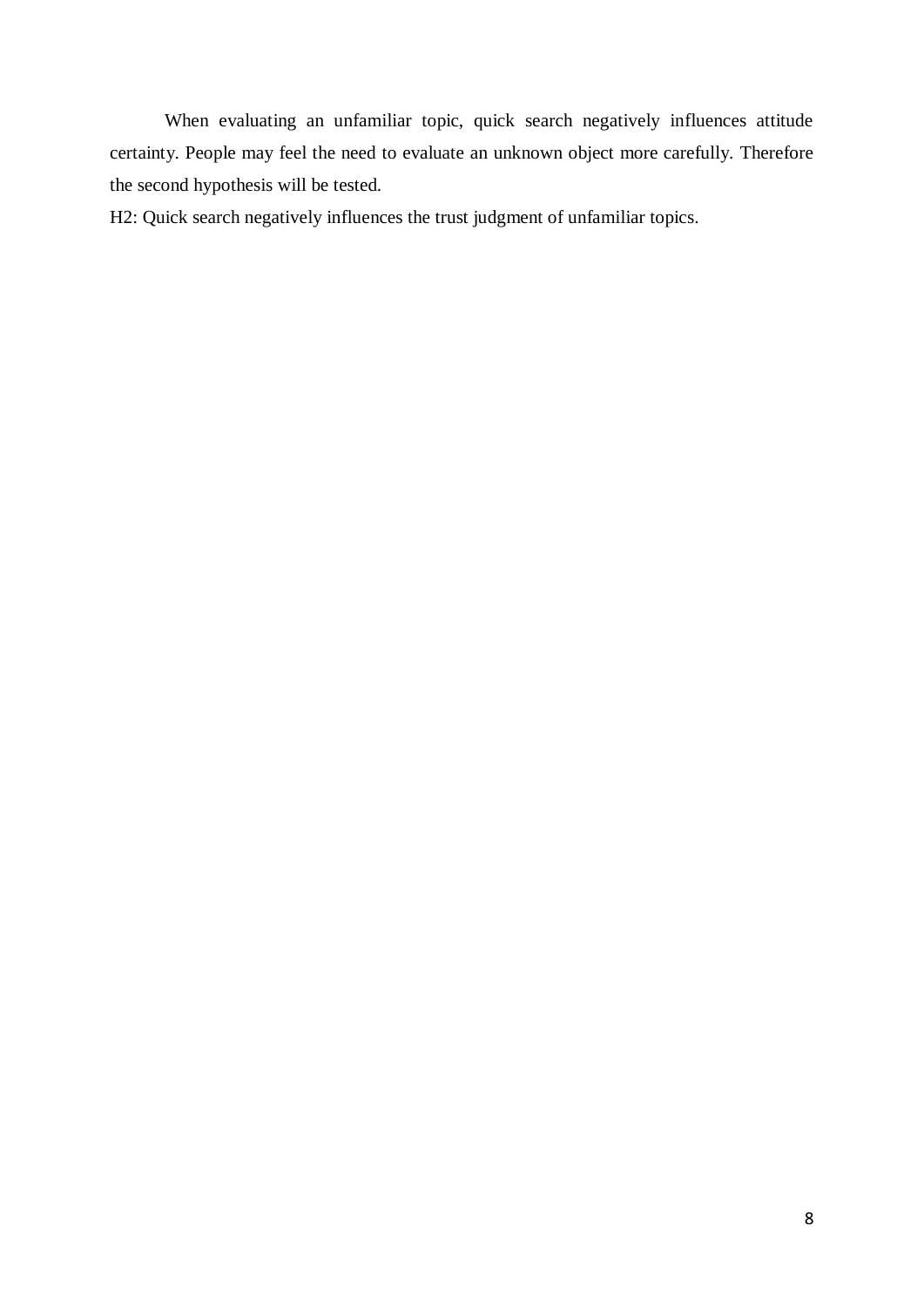When evaluating an unfamiliar topic, quick search negatively influences attitude certainty. People may feel the need to evaluate an unknown object more carefully. Therefore the second hypothesis will be tested.

H2: Quick search negatively influences the trust judgment of unfamiliar topics.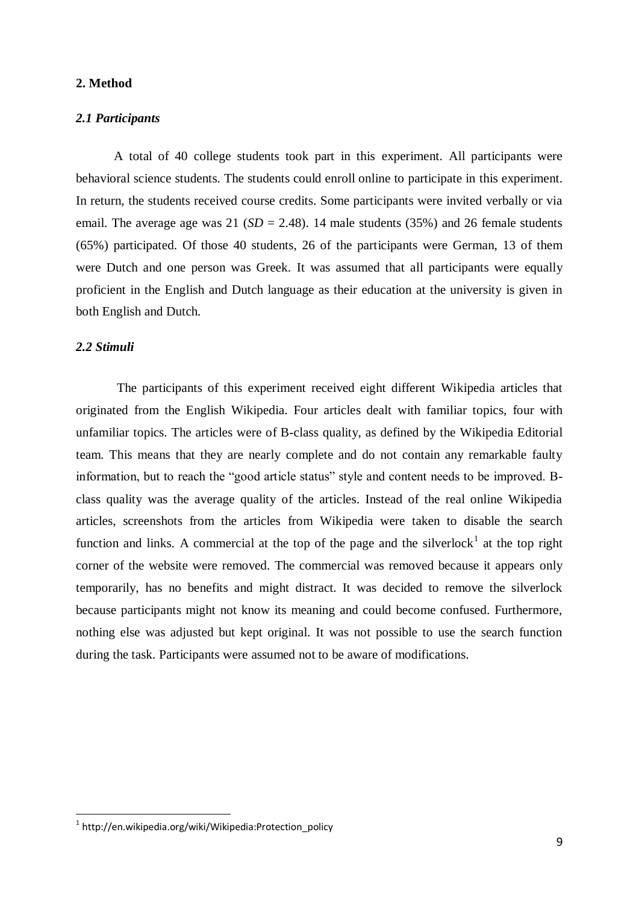## 2. Method

### *2.1 Participants*

A total of 40 college students took part in this experiment. All participants were behavioral science students. The students could enroll online to participate in this experiment. In return, the students received course credits. Some participants were invited verbally or via email. The average age was 21 (*SD* = 2.48). 14 male students (35%) and 26 female students (65%) participated. Of those 40 students, 26 of the participants were German, 13 of them were Dutch and one person was Greek. It was assumed that all participants were equally proficient in the English and Dutch language as their education at the university is given in both English and Dutch.

### *2.2 Stimuli*

The participants of this experiment received eight different Wikipedia articles that originated from the English Wikipedia. Four articles dealt with familiar topics, four with unfamiliar topics. The articles were of B-class quality, as defined by the Wikipedia Editorial team. This means that they are nearly complete and do not contain any remarkable faulty information, but to reach the "good article status" style and content needs to be improved. B-class quality was the average quality of the articles. Instead of the real online Wikipedia articles, screenshots from the articles from Wikipedia were taken to disable the search function and links. A commercial at the top of the page and the silverlock[1] at the top right corner of the website were removed. The commercial was removed because it appears only temporarily, has no benefits and might distract. It was decided to remove the silverlock because participants might not know its meaning and could become confused. Furthermore, nothing else was adjusted but kept original. It was not possible to use the search function during the task. Participants were assumed not to be aware of modifications.

[1] http://en.wikipedia.org/wiki/Wikipedia:Protection_policy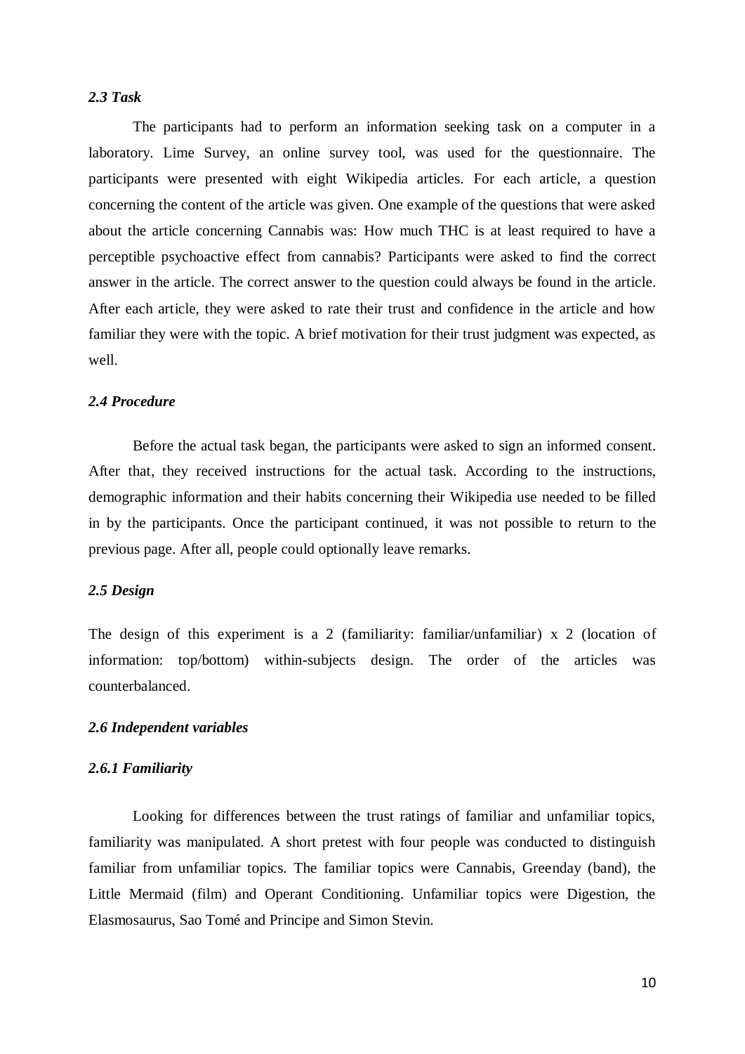### *2.3 Task*

The participants had to perform an information seeking task on a computer in a laboratory. Lime Survey, an online survey tool, was used for the questionnaire. The participants were presented with eight Wikipedia articles. For each article, a question concerning the content of the article was given. One example of the questions that were asked about the article concerning Cannabis was: How much THC is at least required to have a perceptible psychoactive effect from cannabis? Participants were asked to find the correct answer in the article. The correct answer to the question could always be found in the article. After each article, they were asked to rate their trust and confidence in the article and how familiar they were with the topic. A brief motivation for their trust judgment was expected, as well.

### *2.4 Procedure*

Before the actual task began, the participants were asked to sign an informed consent. After that, they received instructions for the actual task. According to the instructions, demographic information and their habits concerning their Wikipedia use needed to be filled in by the participants. Once the participant continued, it was not possible to return to the previous page. After all, people could optionally leave remarks.

### *2.5 Design*

The design of this experiment is a 2 (familiarity: familiar/unfamiliar) x 2 (location of information: top/bottom) within-subjects design. The order of the articles was counterbalanced.

### *2.6 Independent variables*

#### *2.6.1 Familiarity*

Looking for differences between the trust ratings of familiar and unfamiliar topics, familiarity was manipulated. A short pretest with four people was conducted to distinguish familiar from unfamiliar topics. The familiar topics were Cannabis, Greenday (band), the Little Mermaid (film) and Operant Conditioning. Unfamiliar topics were Digestion, the Elasmosaurus, Sao Tomé and Principe and Simon Stevin.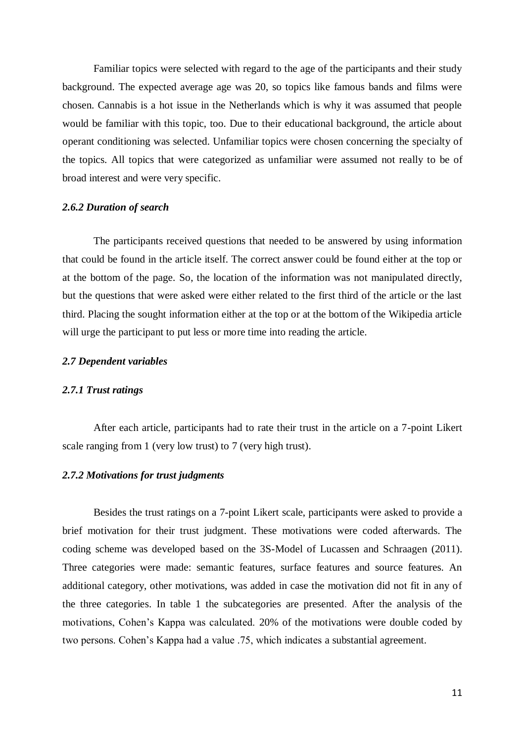Familiar topics were selected with regard to the age of the participants and their study background. The expected average age was 20, so topics like famous bands and films were chosen. Cannabis is a hot issue in the Netherlands which is why it was assumed that people would be familiar with this topic, too. Due to their educational background, the article about operant conditioning was selected. Unfamiliar topics were chosen concerning the specialty of the topics. All topics that were categorized as unfamiliar were assumed not really to be of broad interest and were very specific.

### *2.6.2 Duration of search*

The participants received questions that needed to be answered by using information that could be found in the article itself. The correct answer could be found either at the top or at the bottom of the page. So, the location of the information was not manipulated directly, but the questions that were asked were either related to the first third of the article or the last third. Placing the sought information either at the top or at the bottom of the Wikipedia article will urge the participant to put less or more time into reading the article.

## *2.7 Dependent variables*

### *2.7.1 Trust ratings*

After each article, participants had to rate their trust in the article on a 7-point Likert scale ranging from 1 (very low trust) to 7 (very high trust).

### *2.7.2 Motivations for trust judgments*

Besides the trust ratings on a 7-point Likert scale, participants were asked to provide a brief motivation for their trust judgment. These motivations were coded afterwards. The coding scheme was developed based on the 3S-Model of Lucassen and Schraagen (2011). Three categories were made: semantic features, surface features and source features. An additional category, other motivations, was added in case the motivation did not fit in any of the three categories. In table 1 the subcategories are presented. After the analysis of the motivations, Cohen's Kappa was calculated. 20% of the motivations were double coded by two persons. Cohen's Kappa had a value .75, which indicates a substantial agreement.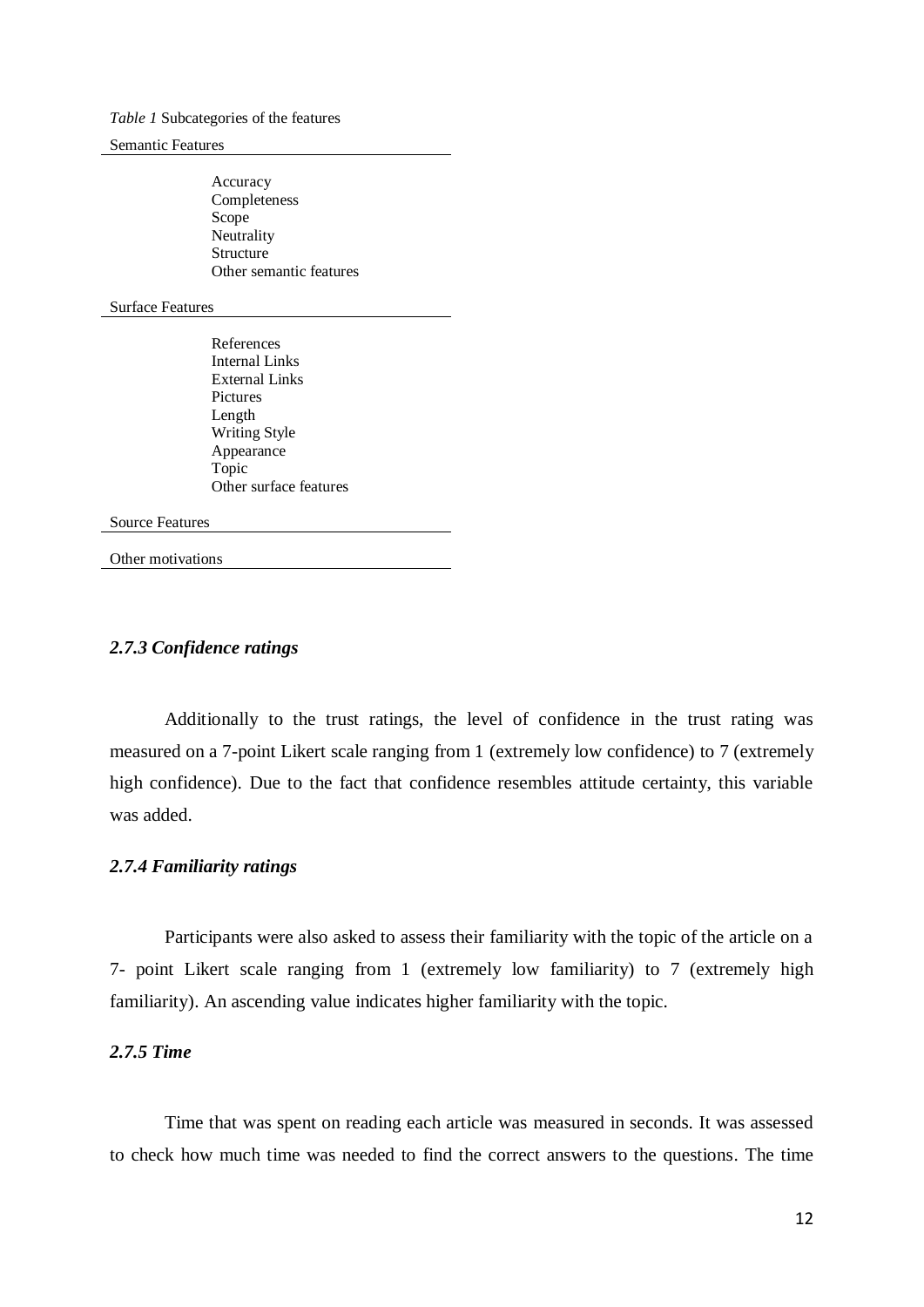*Table 1* Subcategories of the features

| Semantic Features |
| --- |
| Accuracy |
| Completeness |
| Scope |
| Neutrality |
| Structure |
| Other semantic features |
| **Surface Features** |
| References |
| Internal Links |
| External Links |
| Pictures |
| Length |
| Writing Style |
| Appearance |
| Topic |
| Other surface features |
| **Source Features** |
| **Other motivations** |

### *2.7.3 Confidence ratings*

Additionally to the trust ratings, the level of confidence in the trust rating was measured on a 7-point Likert scale ranging from 1 (extremely low confidence) to 7 (extremely high confidence). Due to the fact that confidence resembles attitude certainty, this variable was added.

### *2.7.4 Familiarity ratings*

Participants were also asked to assess their familiarity with the topic of the article on a 7- point Likert scale ranging from 1 (extremely low familiarity) to 7 (extremely high familiarity). An ascending value indicates higher familiarity with the topic.

### *2.7.5 Time*

Time that was spent on reading each article was measured in seconds. It was assessed to check how much time was needed to find the correct answers to the questions. The time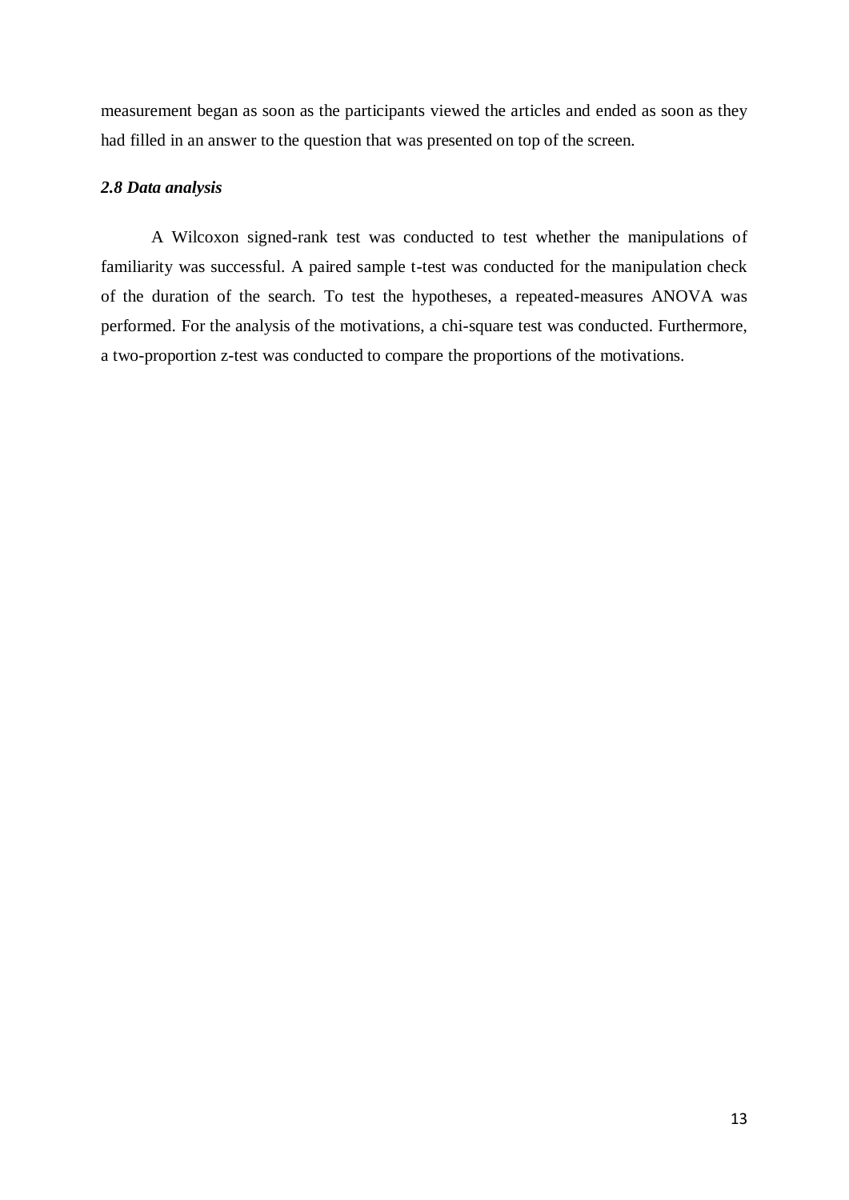measurement began as soon as the participants viewed the articles and ended as soon as they had filled in an answer to the question that was presented on top of the screen.

### *2.8 Data analysis*

A Wilcoxon signed-rank test was conducted to test whether the manipulations of familiarity was successful. A paired sample t-test was conducted for the manipulation check of the duration of the search. To test the hypotheses, a repeated-measures ANOVA was performed. For the analysis of the motivations, a chi-square test was conducted. Furthermore, a two-proportion z-test was conducted to compare the proportions of the motivations.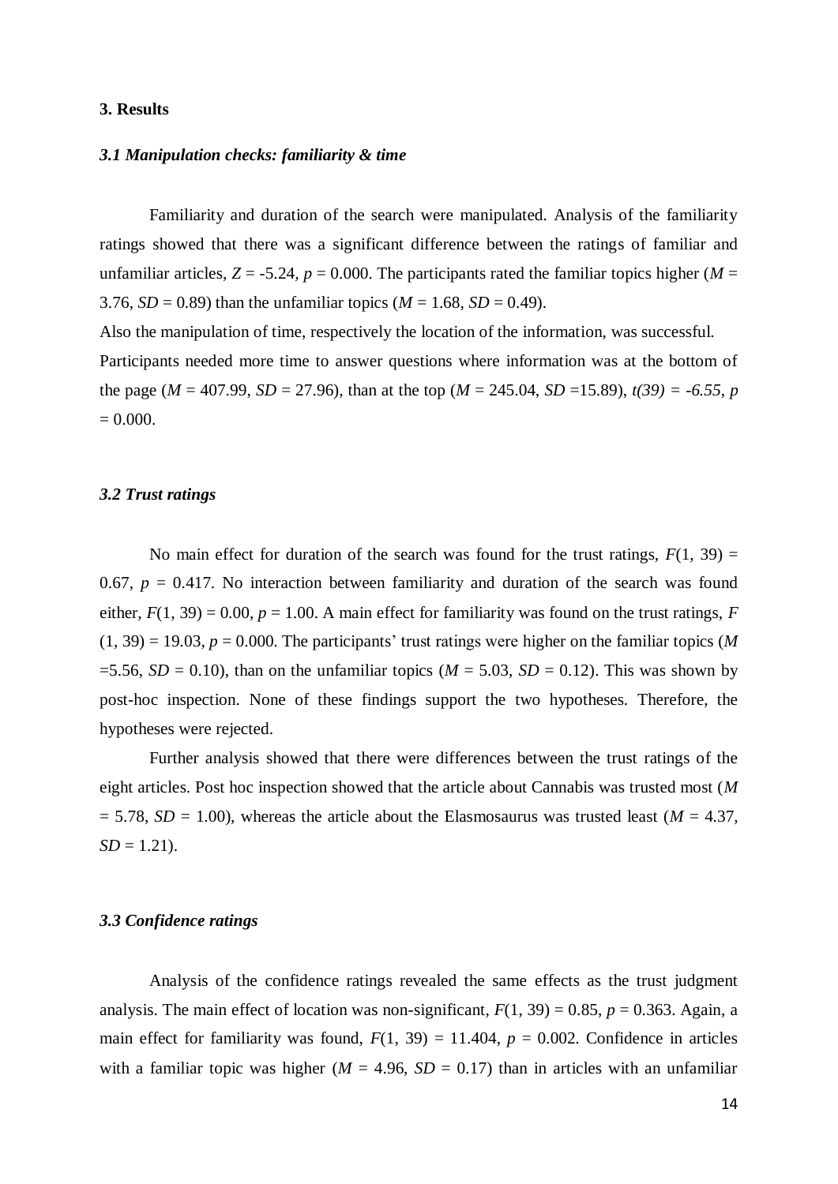### 3. Results

#### *3.1 Manipulation checks: familiarity & time*

Familiarity and duration of the search were manipulated. Analysis of the familiarity ratings showed that there was a significant difference between the ratings of familiar and unfamiliar articles, $Z = -5.24$, $p = 0.000$. The participants rated the familiar topics higher ($M = 3.76$, $SD = 0.89$) than the unfamiliar topics ($M = 1.68$, $SD = 0.49$).

Also the manipulation of time, respectively the location of the information, was successful. Participants needed more time to answer questions where information was at the bottom of the page ($M = 407.99$, $SD = 27.96$), than at the top ($M = 245.04$, $SD = 15.89$), $t(39) = -6.55$, $p = 0.000$.

#### *3.2 Trust ratings*

No main effect for duration of the search was found for the trust ratings, $F(1, 39) = 0.67$, $p = 0.417$. No interaction between familiarity and duration of the search was found either, $F(1, 39) = 0.00$, $p = 1.00$. A main effect for familiarity was found on the trust ratings, $F(1, 39) = 19.03$, $p = 0.000$. The participants' trust ratings were higher on the familiar topics ($M = 5.56$, $SD = 0.10$), than on the unfamiliar topics ($M = 5.03$, $SD = 0.12$). This was shown by post-hoc inspection. None of these findings support the two hypotheses. Therefore, the hypotheses were rejected.

Further analysis showed that there were differences between the trust ratings of the eight articles. Post hoc inspection showed that the article about Cannabis was trusted most ($M = 5.78$, $SD = 1.00$), whereas the article about the Elasmosaurus was trusted least ($M = 4.37$, $SD = 1.21$).

#### *3.3 Confidence ratings*

Analysis of the confidence ratings revealed the same effects as the trust judgment analysis. The main effect of location was non-significant, $F(1, 39) = 0.85$, $p = 0.363$. Again, a main effect for familiarity was found, $F(1, 39) = 11.404$, $p = 0.002$. Confidence in articles with a familiar topic was higher ($M = 4.96$, $SD = 0.17$) than in articles with an unfamiliar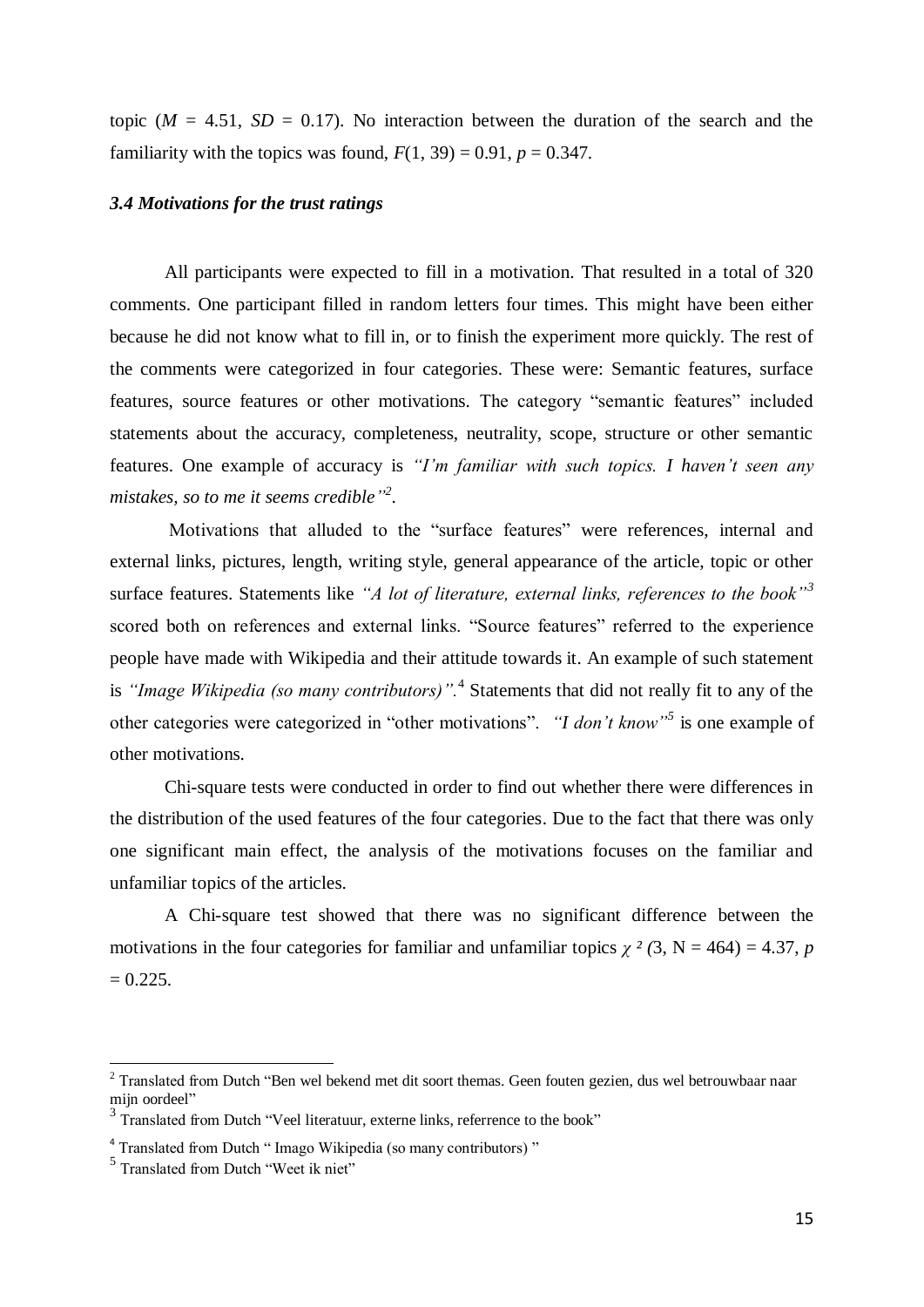topic ($M$ = 4.51, $SD$ = 0.17). No interaction between the duration of the search and the familiarity with the topics was found, $F(1, 39) = 0.91$, $p = 0.347$.

### *3.4 Motivations for the trust ratings*

All participants were expected to fill in a motivation. That resulted in a total of 320 comments. One participant filled in random letters four times. This might have been either because he did not know what to fill in, or to finish the experiment more quickly. The rest of the comments were categorized in four categories. These were: Semantic features, surface features, source features or other motivations. The category "semantic features" included statements about the accuracy, completeness, neutrality, scope, structure or other semantic features. One example of accuracy is *"I'm familiar with such topics. I haven't seen any mistakes, so to me it seems credible"*[2].

Motivations that alluded to the "surface features" were references, internal and external links, pictures, length, writing style, general appearance of the article, topic or other surface features. Statements like *"A lot of literature, external links, references to the book"*[3] scored both on references and external links. "Source features" referred to the experience people have made with Wikipedia and their attitude towards it. An example of such statement is *"Image Wikipedia (so many contributors)"*.[4] Statements that did not really fit to any of the other categories were categorized in "other motivations". *"I don't know"*[5] is one example of other motivations.

Chi-square tests were conducted in order to find out whether there were differences in the distribution of the used features of the four categories. Due to the fact that there was only one significant main effect, the analysis of the motivations focuses on the familiar and unfamiliar topics of the articles.

A Chi-square test showed that there was no significant difference between the motivations in the four categories for familiar and unfamiliar topics $\chi^2(3, N = 464) = 4.37$, $p = 0.225$.

---

[2] Translated from Dutch "Ben wel bekend met dit soort themas. Geen fouten gezien, dus wel betrouwbaar naar mijn oordeel"

[3] Translated from Dutch "Veel literatuur, externe links, referrence to the book"

[4] Translated from Dutch " Imago Wikipedia (so many contributors) "

[5] Translated from Dutch "Weet ik niet"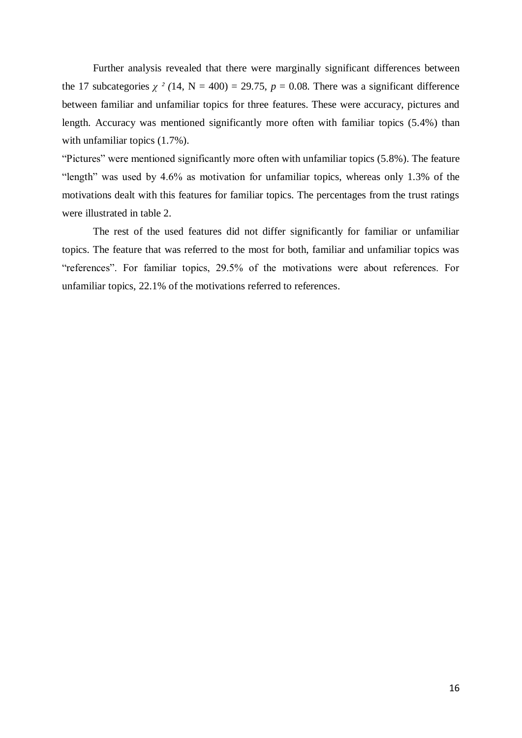Further analysis revealed that there were marginally significant differences between the 17 subcategories $\chi^2(14, N = 400) = 29.75$, $p = 0.08$. There was a significant difference between familiar and unfamiliar topics for three features. These were accuracy, pictures and length. Accuracy was mentioned significantly more often with familiar topics (5.4%) than with unfamiliar topics (1.7%).

"Pictures" were mentioned significantly more often with unfamiliar topics (5.8%). The feature "length" was used by 4.6% as motivation for unfamiliar topics, whereas only 1.3% of the motivations dealt with this features for familiar topics. The percentages from the trust ratings were illustrated in table 2.

The rest of the used features did not differ significantly for familiar or unfamiliar topics. The feature that was referred to the most for both, familiar and unfamiliar topics was "references". For familiar topics, 29.5% of the motivations were about references. For unfamiliar topics, 22.1% of the motivations referred to references.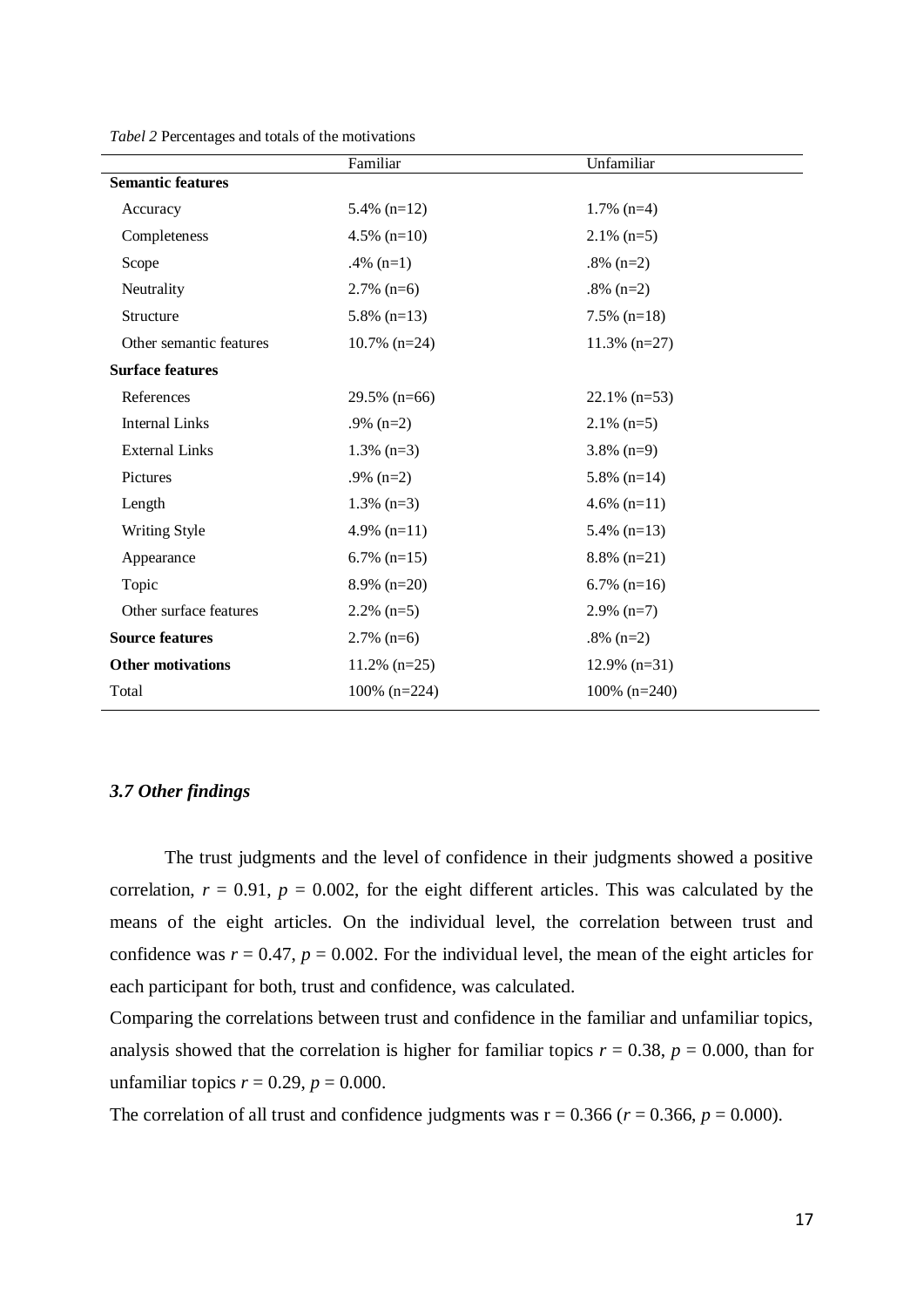*Tabel 2* Percentages and totals of the motivations

| | Familiar | Unfamiliar |
|---|---|---|
| **Semantic features** | | |
| Accuracy | 5.4% (n=12) | 1.7% (n=4) |
| Completeness | 4.5% (n=10) | 2.1% (n=5) |
| Scope | .4% (n=1) | .8% (n=2) |
| Neutrality | 2.7% (n=6) | .8% (n=2) |
| Structure | 5.8% (n=13) | 7.5% (n=18) |
| Other semantic features | 10.7% (n=24) | 11.3% (n=27) |
| **Surface features** | | |
| References | 29.5% (n=66) | 22.1% (n=53) |
| Internal Links | .9% (n=2) | 2.1% (n=5) |
| External Links | 1.3% (n=3) | 3.8% (n=9) |
| Pictures | .9% (n=2) | 5.8% (n=14) |
| Length | 1.3% (n=3) | 4.6% (n=11) |
| Writing Style | 4.9% (n=11) | 5.4% (n=13) |
| Appearance | 6.7% (n=15) | 8.8% (n=21) |
| Topic | 8.9% (n=20) | 6.7% (n=16) |
| Other surface features | 2.2% (n=5) | 2.9% (n=7) |
| **Source features** | 2.7% (n=6) | .8% (n=2) |
| **Other motivations** | 11.2% (n=25) | 12.9% (n=31) |
| Total | 100% (n=224) | 100% (n=240) |

### *3.7 Other findings*

The trust judgments and the level of confidence in their judgments showed a positive correlation, $r = 0.91$, $p = 0.002$, for the eight different articles. This was calculated by the means of the eight articles. On the individual level, the correlation between trust and confidence was $r = 0.47$, $p = 0.002$. For the individual level, the mean of the eight articles for each participant for both, trust and confidence, was calculated.

Comparing the correlations between trust and confidence in the familiar and unfamiliar topics, analysis showed that the correlation is higher for familiar topics $r = 0.38$, $p = 0.000$, than for unfamiliar topics $r = 0.29$, $p = 0.000$.

The correlation of all trust and confidence judgments was r = 0.366 ($r = 0.366$, $p = 0.000$).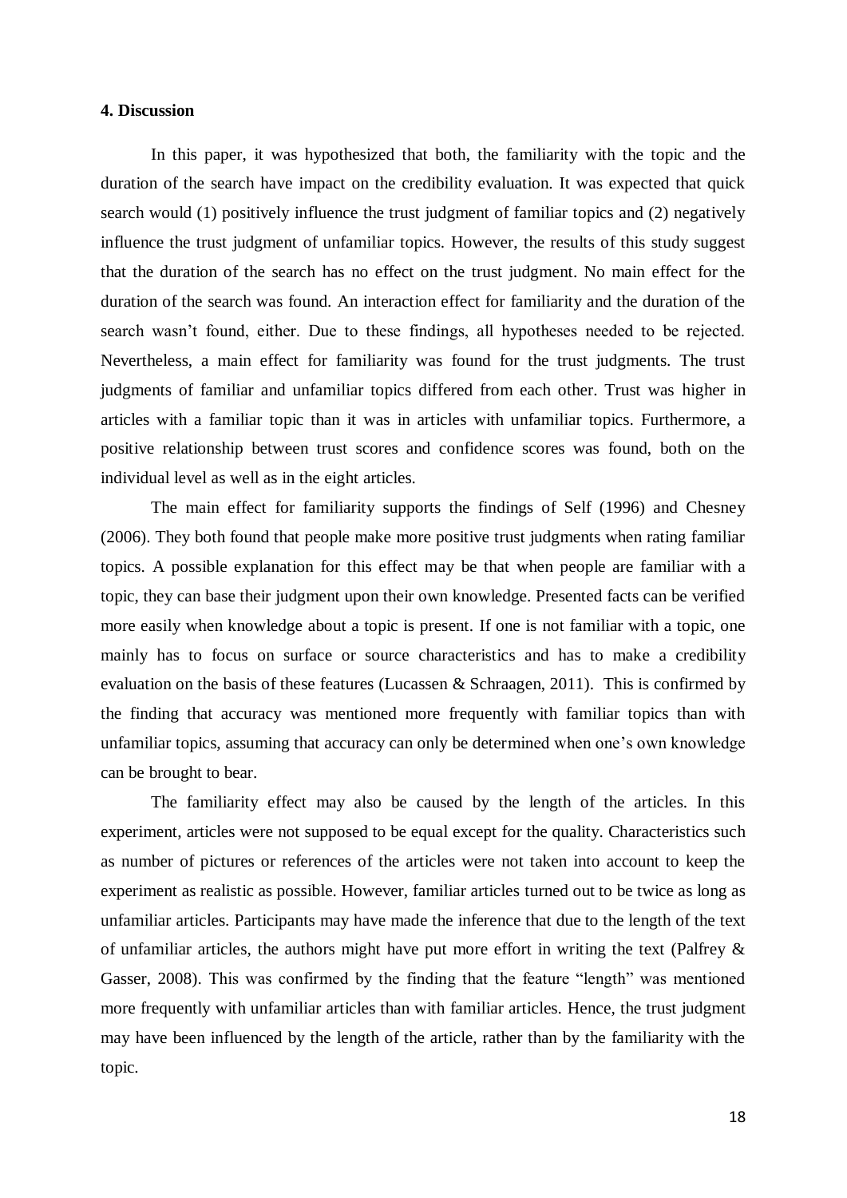#### 4. Discussion

In this paper, it was hypothesized that both, the familiarity with the topic and the duration of the search have impact on the credibility evaluation. It was expected that quick search would (1) positively influence the trust judgment of familiar topics and (2) negatively influence the trust judgment of unfamiliar topics. However, the results of this study suggest that the duration of the search has no effect on the trust judgment. No main effect for the duration of the search was found. An interaction effect for familiarity and the duration of the search wasn't found, either. Due to these findings, all hypotheses needed to be rejected. Nevertheless, a main effect for familiarity was found for the trust judgments. The trust judgments of familiar and unfamiliar topics differed from each other. Trust was higher in articles with a familiar topic than it was in articles with unfamiliar topics. Furthermore, a positive relationship between trust scores and confidence scores was found, both on the individual level as well as in the eight articles.

The main effect for familiarity supports the findings of Self (1996) and Chesney (2006). They both found that people make more positive trust judgments when rating familiar topics. A possible explanation for this effect may be that when people are familiar with a topic, they can base their judgment upon their own knowledge. Presented facts can be verified more easily when knowledge about a topic is present. If one is not familiar with a topic, one mainly has to focus on surface or source characteristics and has to make a credibility evaluation on the basis of these features (Lucassen & Schraagen, 2011). This is confirmed by the finding that accuracy was mentioned more frequently with familiar topics than with unfamiliar topics, assuming that accuracy can only be determined when one's own knowledge can be brought to bear.

The familiarity effect may also be caused by the length of the articles. In this experiment, articles were not supposed to be equal except for the quality. Characteristics such as number of pictures or references of the articles were not taken into account to keep the experiment as realistic as possible. However, familiar articles turned out to be twice as long as unfamiliar articles. Participants may have made the inference that due to the length of the text of unfamiliar articles, the authors might have put more effort in writing the text (Palfrey & Gasser, 2008). This was confirmed by the finding that the feature "length" was mentioned more frequently with unfamiliar articles than with familiar articles. Hence, the trust judgment may have been influenced by the length of the article, rather than by the familiarity with the topic.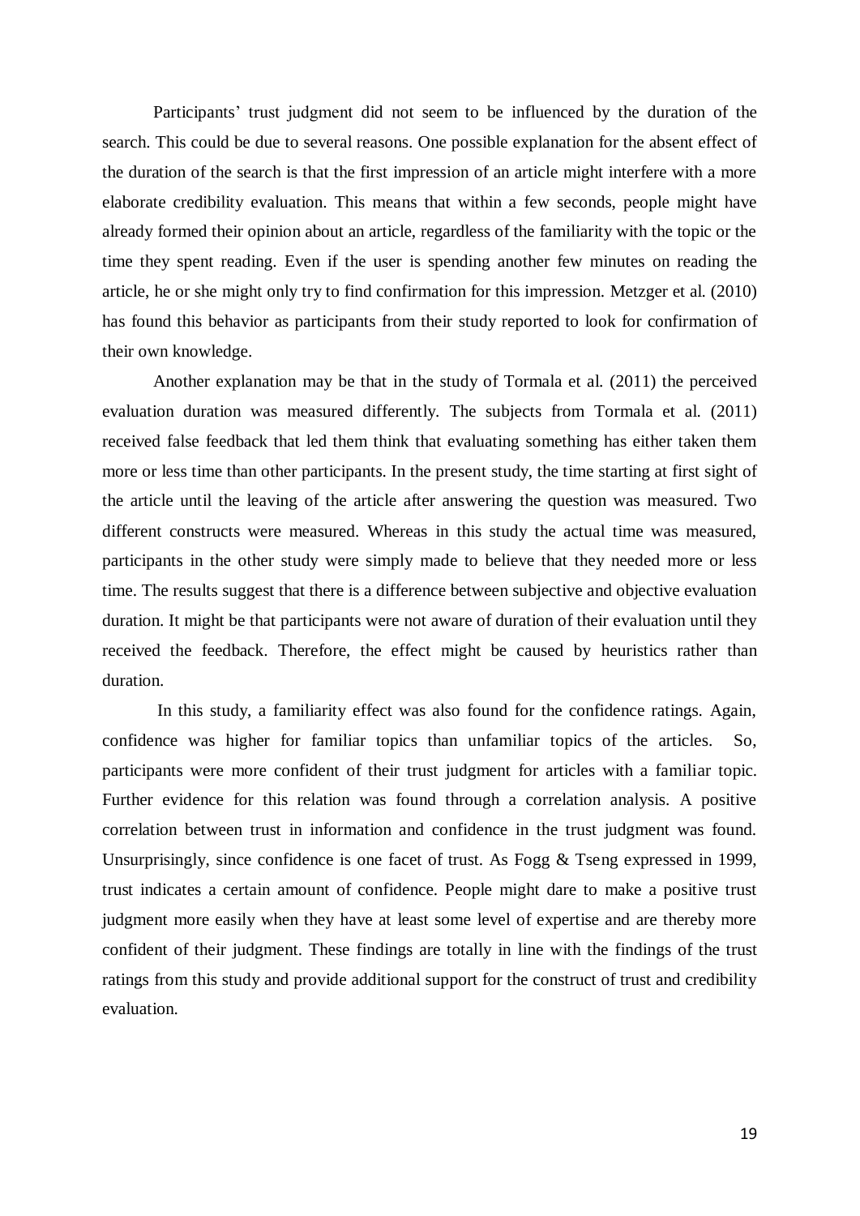Participants' trust judgment did not seem to be influenced by the duration of the search. This could be due to several reasons. One possible explanation for the absent effect of the duration of the search is that the first impression of an article might interfere with a more elaborate credibility evaluation. This means that within a few seconds, people might have already formed their opinion about an article, regardless of the familiarity with the topic or the time they spent reading. Even if the user is spending another few minutes on reading the article, he or she might only try to find confirmation for this impression. Metzger et al. (2010) has found this behavior as participants from their study reported to look for confirmation of their own knowledge.

Another explanation may be that in the study of Tormala et al. (2011) the perceived evaluation duration was measured differently. The subjects from Tormala et al. (2011) received false feedback that led them think that evaluating something has either taken them more or less time than other participants. In the present study, the time starting at first sight of the article until the leaving of the article after answering the question was measured. Two different constructs were measured. Whereas in this study the actual time was measured, participants in the other study were simply made to believe that they needed more or less time. The results suggest that there is a difference between subjective and objective evaluation duration. It might be that participants were not aware of duration of their evaluation until they received the feedback. Therefore, the effect might be caused by heuristics rather than duration.

In this study, a familiarity effect was also found for the confidence ratings. Again, confidence was higher for familiar topics than unfamiliar topics of the articles. So, participants were more confident of their trust judgment for articles with a familiar topic. Further evidence for this relation was found through a correlation analysis. A positive correlation between trust in information and confidence in the trust judgment was found. Unsurprisingly, since confidence is one facet of trust. As Fogg & Tseng expressed in 1999, trust indicates a certain amount of confidence. People might dare to make a positive trust judgment more easily when they have at least some level of expertise and are thereby more confident of their judgment. These findings are totally in line with the findings of the trust ratings from this study and provide additional support for the construct of trust and credibility evaluation.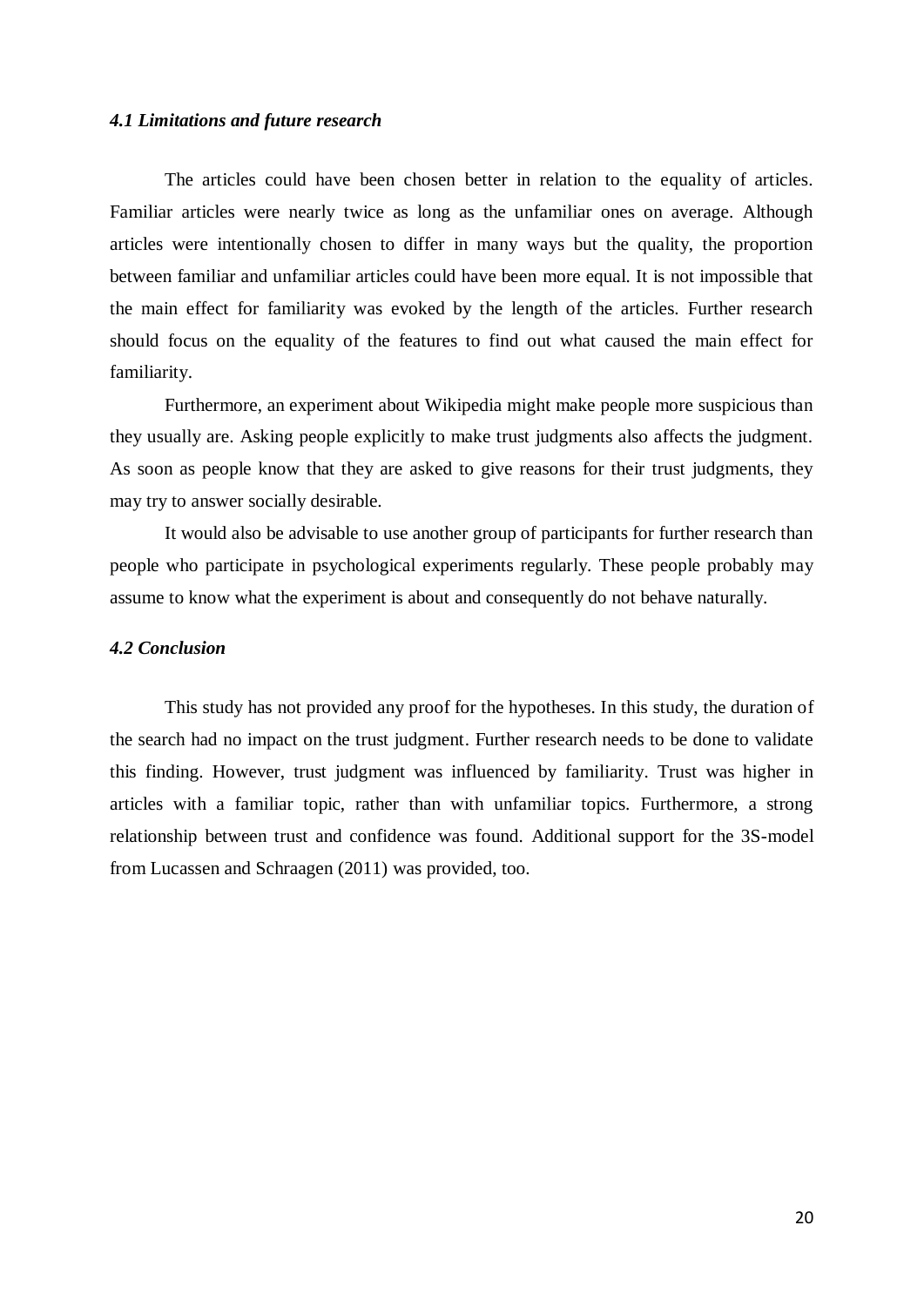### *4.1 Limitations and future research*

The articles could have been chosen better in relation to the equality of articles. Familiar articles were nearly twice as long as the unfamiliar ones on average. Although articles were intentionally chosen to differ in many ways but the quality, the proportion between familiar and unfamiliar articles could have been more equal. It is not impossible that the main effect for familiarity was evoked by the length of the articles. Further research should focus on the equality of the features to find out what caused the main effect for familiarity.

Furthermore, an experiment about Wikipedia might make people more suspicious than they usually are. Asking people explicitly to make trust judgments also affects the judgment. As soon as people know that they are asked to give reasons for their trust judgments, they may try to answer socially desirable.

It would also be advisable to use another group of participants for further research than people who participate in psychological experiments regularly. These people probably may assume to know what the experiment is about and consequently do not behave naturally.

### *4.2 Conclusion*

This study has not provided any proof for the hypotheses. In this study, the duration of the search had no impact on the trust judgment. Further research needs to be done to validate this finding. However, trust judgment was influenced by familiarity. Trust was higher in articles with a familiar topic, rather than with unfamiliar topics. Furthermore, a strong relationship between trust and confidence was found. Additional support for the 3S-model from Lucassen and Schraagen (2011) was provided, too.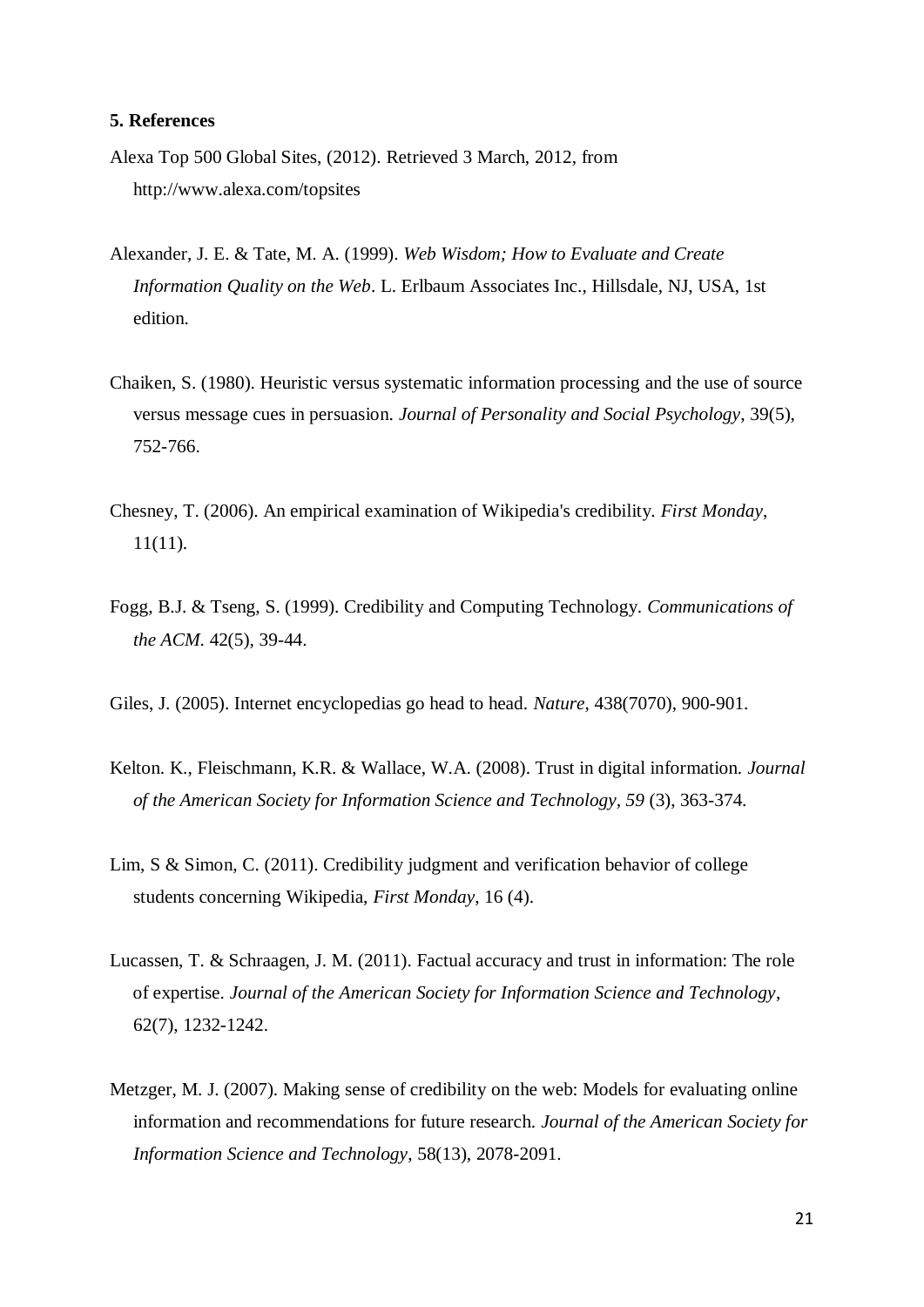### 5. References

Alexa Top 500 Global Sites, (2012). Retrieved 3 March, 2012, from http://www.alexa.com/topsites

Alexander, J. E. & Tate, M. A. (1999). *Web Wisdom; How to Evaluate and Create Information Quality on the Web*. L. Erlbaum Associates Inc., Hillsdale, NJ, USA, 1st edition.

Chaiken, S. (1980). Heuristic versus systematic information processing and the use of source versus message cues in persuasion. *Journal of Personality and Social Psychology*, 39(5), 752-766.

Chesney, T. (2006). An empirical examination of Wikipedia's credibility. *First Monday*, 11(11).

Fogg, B.J. & Tseng, S. (1999). Credibility and Computing Technology. *Communications of the ACM*. 42(5), 39-44.

Giles, J. (2005). Internet encyclopedias go head to head. *Nature*, 438(7070), 900-901.

Kelton. K., Fleischmann, K.R. & Wallace, W.A. (2008). Trust in digital information. *Journal of the American Society for Information Science and Technology*, *59* (3), 363-374.

Lim, S & Simon, C. (2011). Credibility judgment and verification behavior of college students concerning Wikipedia, *First Monday*, 16 (4).

Lucassen, T. & Schraagen, J. M. (2011). Factual accuracy and trust in information: The role of expertise. *Journal of the American Society for Information Science and Technology*, 62(7), 1232-1242.

Metzger, M. J. (2007). Making sense of credibility on the web: Models for evaluating online information and recommendations for future research. *Journal of the American Society for Information Science and Technology*, 58(13), 2078-2091.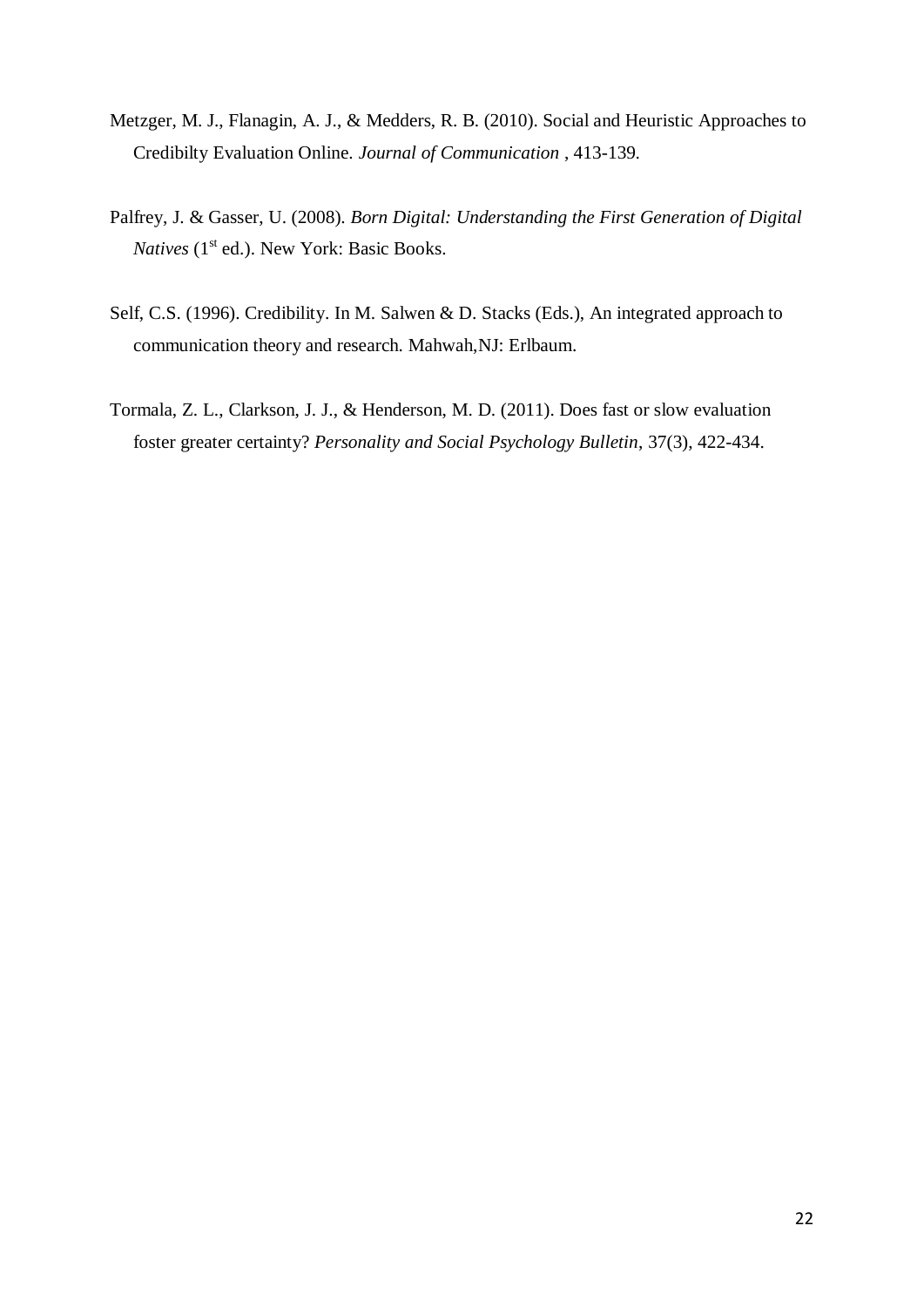Metzger, M. J., Flanagin, A. J., & Medders, R. B. (2010). Social and Heuristic Approaches to Credibilty Evaluation Online. *Journal of Communication* , 413-139.

Palfrey, J. & Gasser, U. (2008). *Born Digital: Understanding the First Generation of Digital Natives* (1st ed.). New York: Basic Books.

Self, C.S. (1996). Credibility. In M. Salwen & D. Stacks (Eds.), An integrated approach to communication theory and research. Mahwah,NJ: Erlbaum.

Tormala, Z. L., Clarkson, J. J., & Henderson, M. D. (2011). Does fast or slow evaluation foster greater certainty? *Personality and Social Psychology Bulletin*, 37(3), 422-434.